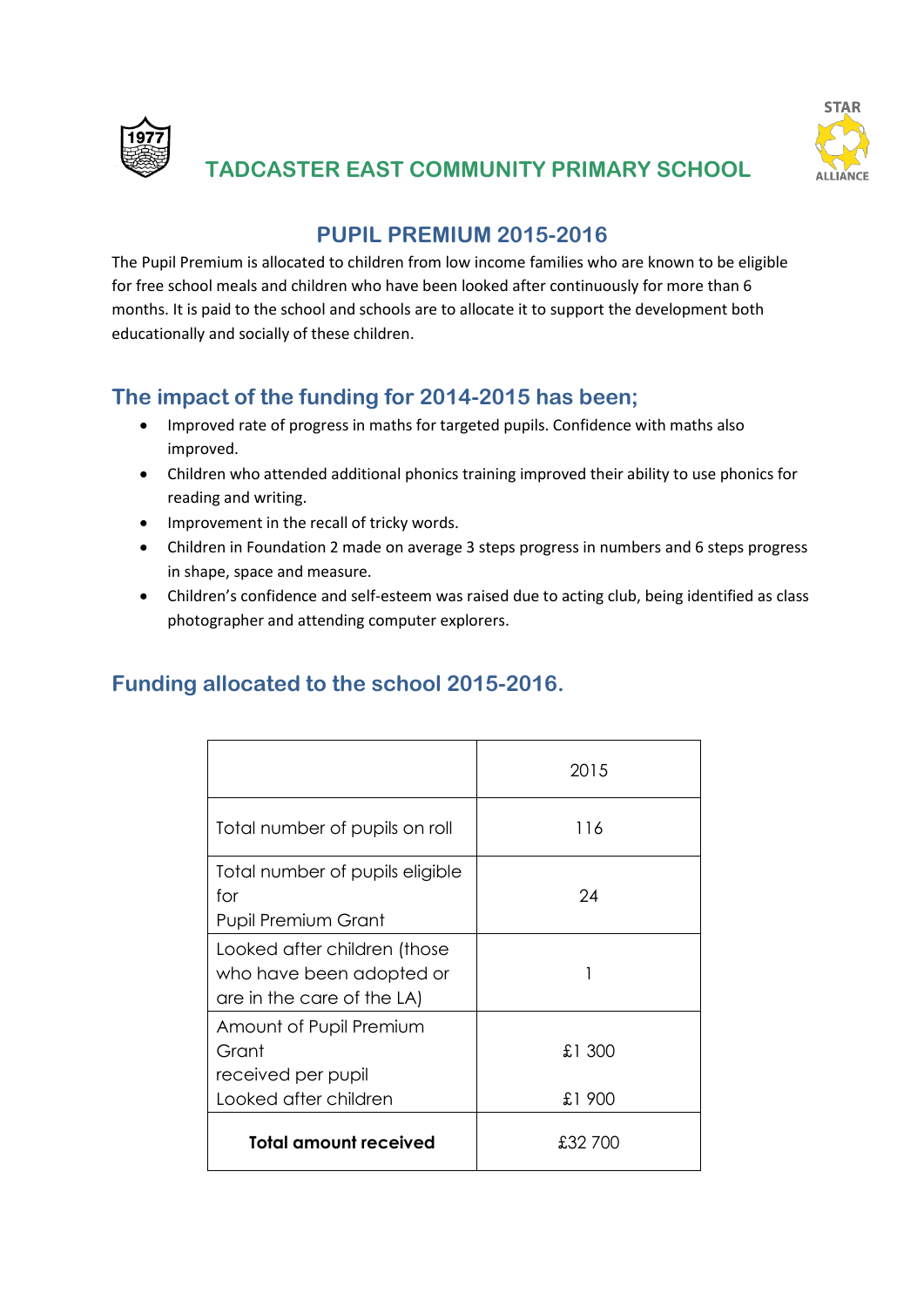# TADCASTER EAST COMMUNITY PRIMARY SCHOOL

## PUPIL PREMIUM 2015-2016

The Pupil Premium is allocated to children from low income families who are known to be eligible for free school meals and children who have been looked after continuously for more than 6 months. It is paid to the school and schools are to allocate it to support the development both educationally and socially of these children.

## The impact of the funding for 2014-2015 has been;

- Improved rate of progress in maths for targeted pupils. Confidence with maths also improved.
- Children who attended additional phonics training improved their ability to use phonics for reading and writing.
- Improvement in the recall of tricky words.
- Children in Foundation 2 made on average 3 steps progress in numbers and 6 steps progress in shape, space and measure.
- Children's confidence and self-esteem was raised due to acting club, being identified as class photographer and attending computer explorers.

## Funding allocated to the school 2015-2016.

| | 2015 |
|---|---|
| Total number of pupils on roll | 116 |
| Total number of pupils eligible for Pupil Premium Grant | 24 |
| Looked after children (those who have been adopted or are in the care of the LA) | 1 |
| Amount of Pupil Premium Grant received per pupil<br>Looked after children | £1 300<br>£1 900 |
| **Total amount received** | £32 700 |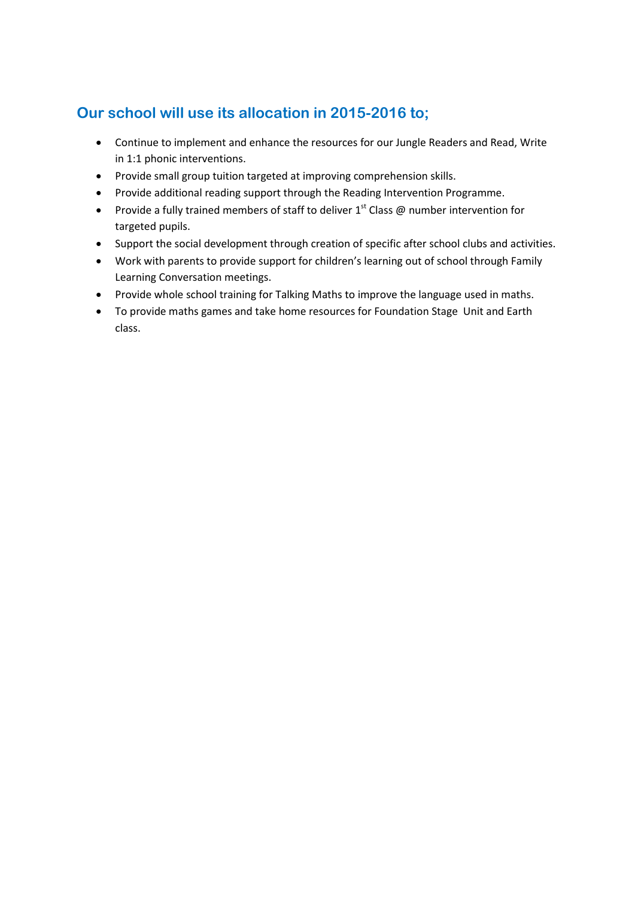## Our school will use its allocation in 2015-2016 to;

- Continue to implement and enhance the resources for our Jungle Readers and Read, Write in 1:1 phonic interventions.
- Provide small group tuition targeted at improving comprehension skills.
- Provide additional reading support through the Reading Intervention Programme.
- Provide a fully trained members of staff to deliver 1st Class @ number intervention for targeted pupils.
- Support the social development through creation of specific after school clubs and activities.
- Work with parents to provide support for children's learning out of school through Family Learning Conversation meetings.
- Provide whole school training for Talking Maths to improve the language used in maths.
- To provide maths games and take home resources for Foundation Stage Unit and Earth class.